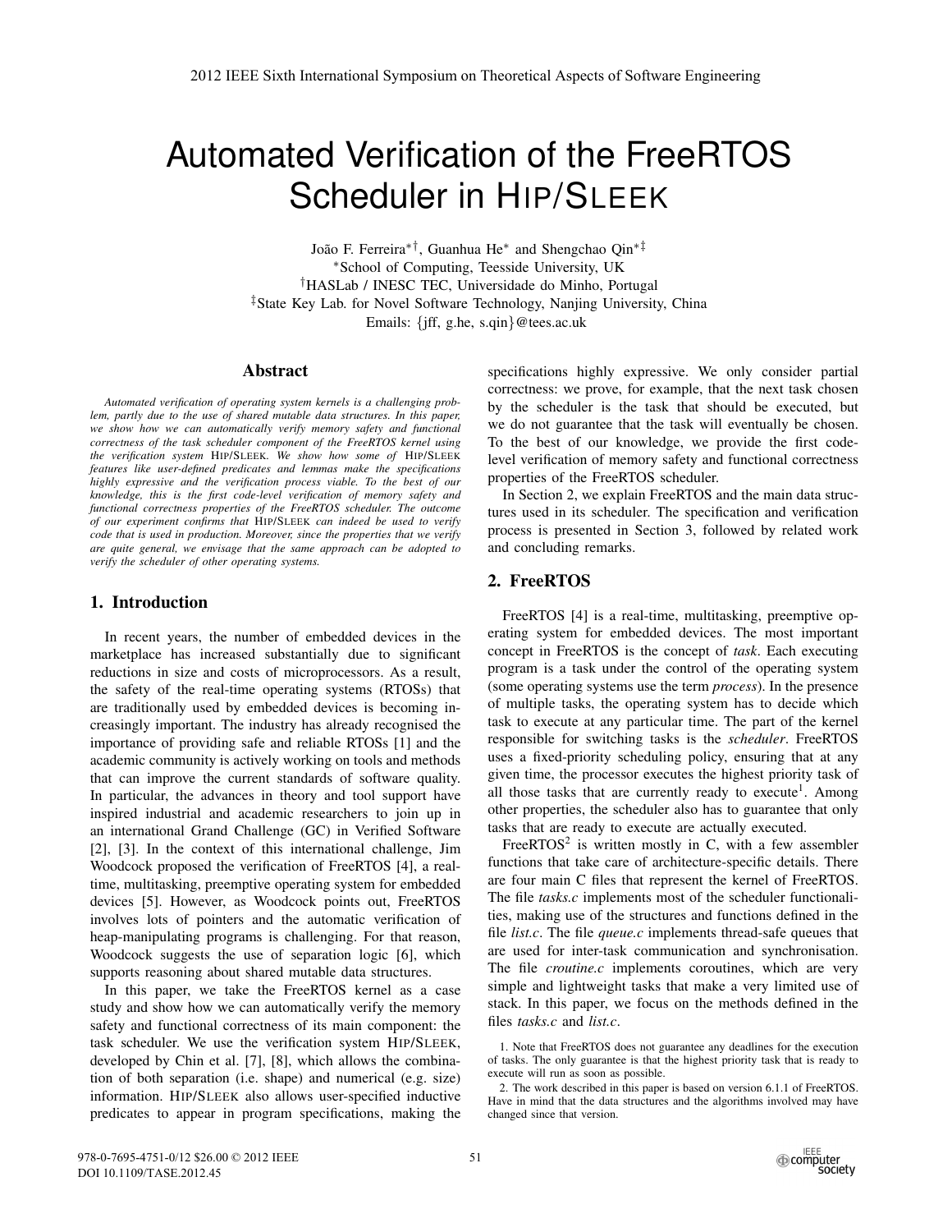2012 IEEE Sixth International Symposium on Theoretical Aspects of Software Engineering

# Automated Verification of the FreeRTOS Scheduler in HIP/SLEEK

João F. Ferreira[*†], Guanhua He[*] and Shengchao Qin[*‡]

[*]School of Computing, Teesside University, UK

[†]HASLab / INESC TEC, Universidade do Minho, Portugal

[‡]State Key Lab. for Novel Software Technology, Nanjing University, China

Emails: {jff, g.he, s.qin}@tees.ac.uk

## Abstract

*Automated verification of operating system kernels is a challenging problem, partly due to the use of shared mutable data structures. In this paper, we show how we can automatically verify memory safety and functional correctness of the task scheduler component of the FreeRTOS kernel using the verification system HIP/SLEEK. We show how some of HIP/SLEEK features like user-defined predicates and lemmas make the specifications highly expressive and the verification process viable. To the best of our knowledge, this is the first code-level verification of memory safety and functional correctness properties of the FreeRTOS scheduler. The outcome of our experiment confirms that HIP/SLEEK can indeed be used to verify code that is used in production. Moreover, since the properties that we verify are quite general, we envisage that the same approach can be adopted to verify the scheduler of other operating systems.*

## 1. Introduction

In recent years, the number of embedded devices in the marketplace has increased substantially due to significant reductions in size and costs of microprocessors. As a result, the safety of the real-time operating systems (RTOSs) that are traditionally used by embedded devices is becoming increasingly important. The industry has already recognised the importance of providing safe and reliable RTOSs [1] and the academic community is actively working on tools and methods that can improve the current standards of software quality. In particular, the advances in theory and tool support have inspired industrial and academic researchers to join up in an international Grand Challenge (GC) in Verified Software [2], [3]. In the context of this international challenge, Jim Woodcock proposed the verification of FreeRTOS [4], a real-time, multitasking, preemptive operating system for embedded devices [5]. However, as Woodcock points out, FreeRTOS involves lots of pointers and the automatic verification of heap-manipulating programs is challenging. For that reason, Woodcock suggests the use of separation logic [6], which supports reasoning about shared mutable data structures.

In this paper, we take the FreeRTOS kernel as a case study and show how we can automatically verify the memory safety and functional correctness of its main component: the task scheduler. We use the verification system HIP/SLEEK, developed by Chin et al. [7], [8], which allows the combination of both separation (i.e. shape) and numerical (e.g. size) information. HIP/SLEEK also allows user-specified inductive predicates to appear in program specifications, making the specifications highly expressive. We only consider partial correctness: we prove, for example, that the next task chosen by the scheduler is the task that should be executed, but we do not guarantee that the task will eventually be chosen. To the best of our knowledge, we provide the first code-level verification of memory safety and functional correctness properties of the FreeRTOS scheduler.

In Section 2, we explain FreeRTOS and the main data structures used in its scheduler. The specification and verification process is presented in Section 3, followed by related work and concluding remarks.

## 2. FreeRTOS

FreeRTOS [4] is a real-time, multitasking, preemptive operating system for embedded devices. The most important concept in FreeRTOS is the concept of *task*. Each executing program is a task under the control of the operating system (some operating systems use the term *process*). In the presence of multiple tasks, the operating system has to decide which task to execute at any particular time. The part of the kernel responsible for switching tasks is the *scheduler*. FreeRTOS uses a fixed-priority scheduling policy, ensuring that at any given time, the processor executes the highest priority task of all those tasks that are currently ready to execute[1]. Among other properties, the scheduler also has to guarantee that only tasks that are ready to execute are actually executed.

FreeRTOS[2] is written mostly in C, with a few assembler functions that take care of architecture-specific details. There are four main C files that represent the kernel of FreeRTOS. The file *tasks.c* implements most of the scheduler functionalities, making use of the structures and functions defined in the file *list.c*. The file *queue.c* implements thread-safe queues that are used for inter-task communication and synchronisation. The file *croutine.c* implements coroutines, which are very simple and lightweight tasks that make a very limited use of stack. In this paper, we focus on the methods defined in the files *tasks.c* and *list.c*.

1. Note that FreeRTOS does not guarantee any deadlines for the execution of tasks. The only guarantee is that the highest priority task that is ready to execute will run as soon as possible.

2. The work described in this paper is based on version 6.1.1 of FreeRTOS. Have in mind that the data structures and the algorithms involved may have changed since that version.

978-0-7695-4751-0/12 $26.00 © 2012 IEEE
DOI 10.1109/TASE.2012.45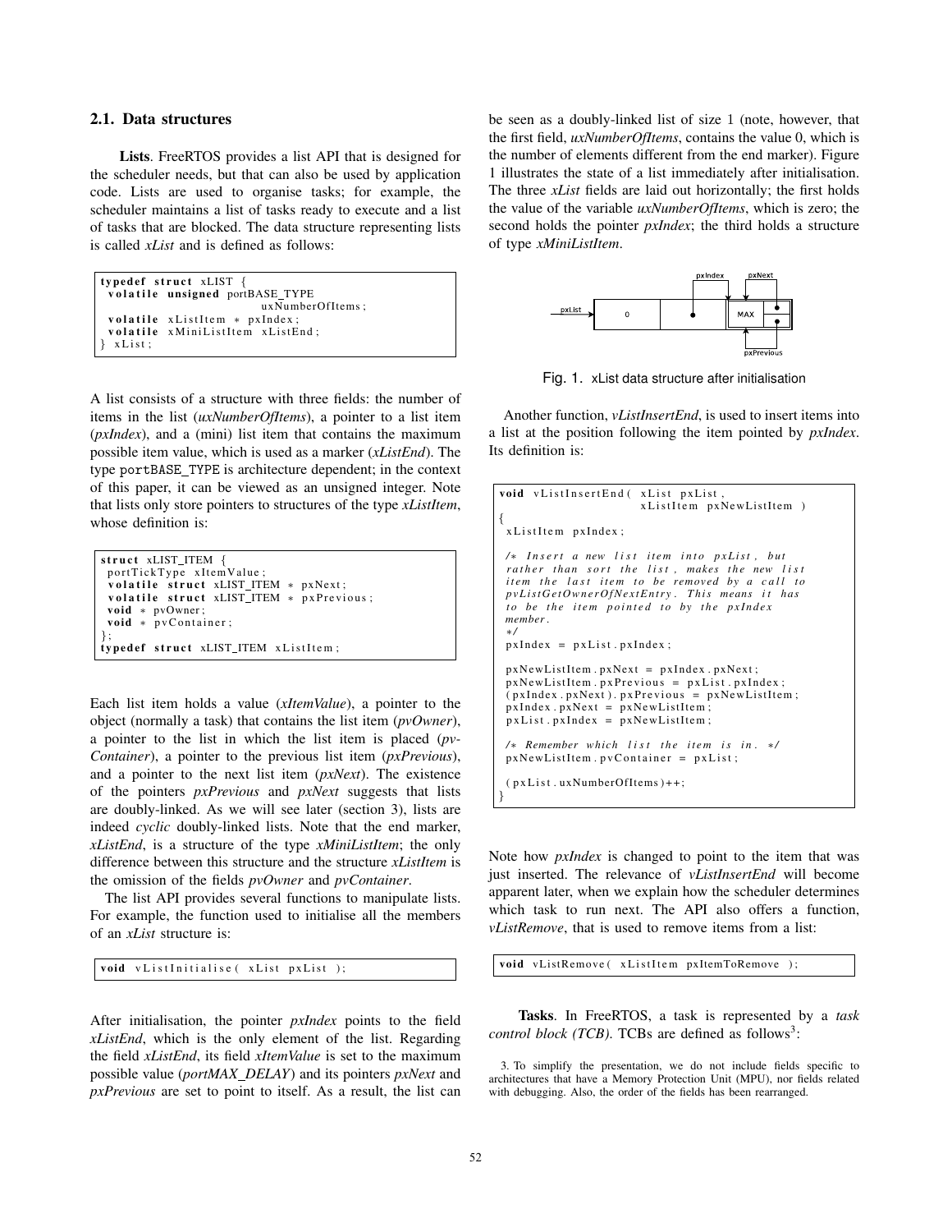### 2.1. Data structures

**Lists**. FreeRTOS provides a list API that is designed for the scheduler needs, but that can also be used by application code. Lists are used to organise tasks; for example, the scheduler maintains a list of tasks ready to execute and a list of tasks that are blocked. The data structure representing lists is called *xList* and is defined as follows:

```
typedef struct xLIST {
 volatile unsigned portBASE_TYPE
                            uxNumberOfItems;
 volatile xListItem * pxIndex;
 volatile xMiniListItem xListEnd;
} xList;
```

A list consists of a structure with three fields: the number of items in the list (*uxNumberOfItems*), a pointer to a list item (*pxIndex*), and a (mini) list item that contains the maximum possible item value, which is used as a marker (*xListEnd*). The type `portBASE_TYPE` is architecture dependent; in the context of this paper, it can be viewed as an unsigned integer. Note that lists only store pointers to structures of the type *xListItem*, whose definition is:

```
struct xLIST_ITEM {
 portTickType xItemValue;
 volatile struct xLIST_ITEM * pxNext;
 volatile struct xLIST_ITEM * pxPrevious;
 void * pvOwner;
 void * pvContainer;
};
typedef struct xLIST_ITEM xListItem;
```

Each list item holds a value (*xItemValue*), a pointer to the object (normally a task) that contains the list item (*pvOwner*), a pointer to the list in which the list item is placed (*pvContainer*), a pointer to the previous list item (*pxPrevious*), and a pointer to the next list item (*pxNext*). The existence of the pointers *pxPrevious* and *pxNext* suggests that lists are doubly-linked. As we will see later (section 3), lists are indeed *cyclic* doubly-linked lists. Note that the end marker, *xListEnd*, is a structure of the type *xMiniListItem*; the only difference between this structure and the structure *xListItem* is the omission of the fields *pvOwner* and *pvContainer*.

The list API provides several functions to manipulate lists. For example, the function used to initialise all the members of an *xList* structure is:

```
void vListInitialise( xList pxList );
```

After initialisation, the pointer *pxIndex* points to the field *xListEnd*, which is the only element of the list. Regarding the field *xListEnd*, its field *xItemValue* is set to the maximum possible value (*portMAX_DELAY*) and its pointers *pxNext* and *pxPrevious* are set to point to itself. As a result, the list can be seen as a doubly-linked list of size 1 (note, however, that the first field, *uxNumberOfItems*, contains the value 0, which is the number of elements different from the end marker). Figure 1 illustrates the state of a list immediately after initialisation. The three *xList* fields are laid out horizontally; the first holds the value of the variable *uxNumberOfItems*, which is zero; the second holds the pointer *pxIndex*; the third holds a structure of type *xMiniListItem*.

pxIndex
pxNext
pxList
0
MAX
pxPrevious

Fig. 1. xList data structure after initialisation

Another function, *vListInsertEnd*, is used to insert items into a list at the position following the item pointed by *pxIndex*. Its definition is:

```
void vListInsertEnd( xList pxList,
                     xListItem pxNewListItem )
{
 xListItem pxIndex;

 /* Insert a new list item into pxList, but
 rather than sort the list, makes the new list
 item the last item to be removed by a call to
 pvListGetOwnerOfNextEntry. This means it has
 to be the item pointed to by the pxIndex
 member.
 */
 pxIndex = pxList.pxIndex;

 pxNewListItem.pxNext = pxIndex.pxNext;
 pxNewListItem.pxPrevious = pxList.pxIndex;
 (pxIndex.pxNext).pxPrevious = pxNewListItem;
 pxIndex.pxNext = pxNewListItem;
 pxList.pxIndex = pxNewListItem;

 /* Remember which list the item is in. */
 pxNewListItem.pvContainer = pxList;

 (pxList.uxNumberOfItems)++;
}
```

Note how *pxIndex* is changed to point to the item that was just inserted. The relevance of *vListInsertEnd* will become apparent later, when we explain how the scheduler determines which task to run next. The API also offers a function, *vListRemove*, that is used to remove items from a list:

```
void vListRemove( xListItem pxItemToRemove );
```

**Tasks**. In FreeRTOS, a task is represented by a *task control block (TCB)*. TCBs are defined as follows[3]:

3. To simplify the presentation, we do not include fields specific to architectures that have a Memory Protection Unit (MPU), nor fields related with debugging. Also, the order of the fields has been rearranged.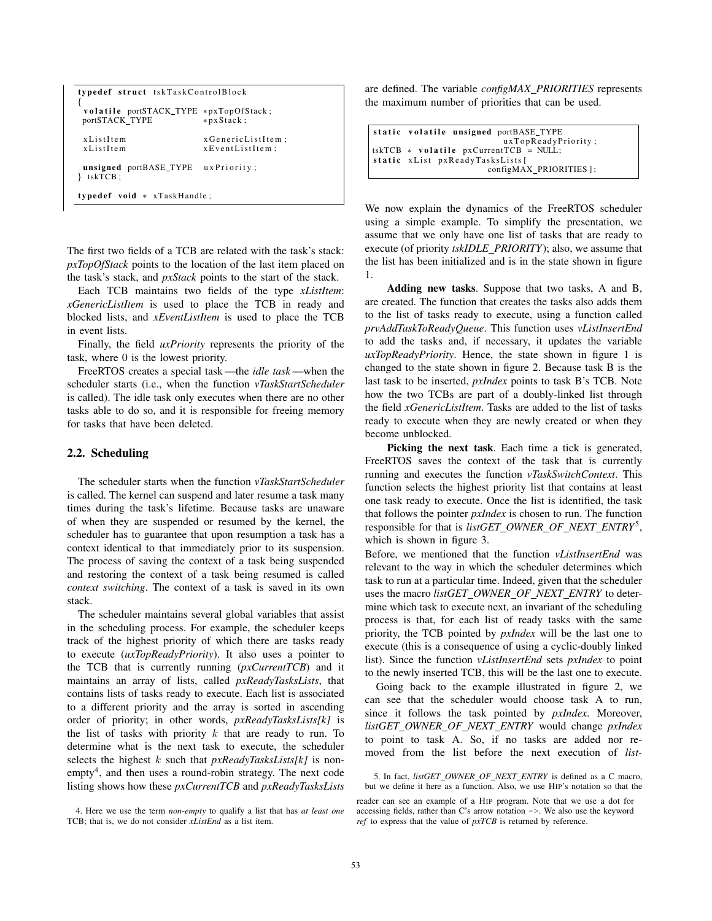```
typedef struct tskTaskControlBlock
{
 volatile portSTACK_TYPE *pxTopOfStack;
 portSTACK_TYPE          *pxStack;

 xListItem               xGenericListItem;
 xListItem               xEventListItem;

 unsigned portBASE_TYPE  uxPriority;
} tskTCB;

typedef void * xTaskHandle;
```

The first two fields of a TCB are related with the task's stack: *pxTopOfStack* points to the location of the last item placed on the task's stack, and *pxStack* points to the start of the stack.

Each TCB maintains two fields of the type *xListItem*: *xGenericListItem* is used to place the TCB in ready and blocked lists, and *xEventListItem* is used to place the TCB in event lists.

Finally, the field *uxPriority* represents the priority of the task, where 0 is the lowest priority.

FreeRTOS creates a special task —the *idle task* —when the scheduler starts (i.e., when the function *vTaskStartScheduler* is called). The idle task only executes when there are no other tasks able to do so, and it is responsible for freeing memory for tasks that have been deleted.

### 2.2. Scheduling

The scheduler starts when the function *vTaskStartScheduler* is called. The kernel can suspend and later resume a task many times during the task's lifetime. Because tasks are unaware of when they are suspended or resumed by the kernel, the scheduler has to guarantee that upon resumption a task has a context identical to that immediately prior to its suspension. The process of saving the context of a task being suspended and restoring the context of a task being resumed is called *context switching*. The context of a task is saved in its own stack.

The scheduler maintains several global variables that assist in the scheduling process. For example, the scheduler keeps track of the highest priority of which there are tasks ready to execute (*uxTopReadyPriority*). It also uses a pointer to the TCB that is currently running (*pxCurrentTCB*) and it maintains an array of lists, called *pxReadyTasksLists*, that contains lists of tasks ready to execute. Each list is associated to a different priority and the array is sorted in ascending order of priority; in other words, *pxReadyTasksLists[k]* is the list of tasks with priority $k$ that are ready to run. To determine what is the next task to execute, the scheduler selects the highest $k$ such that *pxReadyTasksLists[k]* is non-empty[4], and then uses a round-robin strategy. The next code listing shows how these *pxCurrentTCB* and *pxReadyTasksLists* are defined. The variable *configMAX_PRIORITIES* represents the maximum number of priorities that can be used.

```
static volatile unsigned portBASE_TYPE
                              uxTopReadyPriority;
tskTCB * volatile pxCurrentTCB = NULL;
static xList pxReadyTasksLists[
                              configMAX_PRIORITIES];
```

We now explain the dynamics of the FreeRTOS scheduler using a simple example. To simplify the presentation, we assume that we only have one list of tasks that are ready to execute (of priority *tskIDLE_PRIORITY*); also, we assume that the list has been initialized and is in the state shown in figure 1.

**Adding new tasks**. Suppose that two tasks, A and B, are created. The function that creates the tasks also adds them to the list of tasks ready to execute, using a function called *prvAddTaskToReadyQueue*. This function uses *vListInsertEnd* to add the tasks and, if necessary, it updates the variable *uxTopReadyPriority*. Hence, the state shown in figure 1 is changed to the state shown in figure 2. Because task B is the last task to be inserted, *pxIndex* points to task B's TCB. Note how the two TCBs are part of a doubly-linked list through the field *xGenericListItem*. Tasks are added to the list of tasks ready to execute when they are newly created or when they become unblocked.

**Picking the next task**. Each time a tick is generated, FreeRTOS saves the context of the task that is currently running and executes the function *vTaskSwitchContext*. This function selects the highest priority list that contains at least one task ready to execute. Once the list is identified, the task that follows the pointer *pxIndex* is chosen to run. The function responsible for that is *listGET_OWNER_OF_NEXT_ENTRY*[5], which is shown in figure 3.

Before, we mentioned that the function *vListInsertEnd* was relevant to the way in which the scheduler determines which task to run at a particular time. Indeed, given that the scheduler uses the macro *listGET_OWNER_OF_NEXT_ENTRY* to determine which task to execute next, an invariant of the scheduling process is that, for each list of ready tasks with the same priority, the TCB pointed by *pxIndex* will be the last one to execute (this is a consequence of using a cyclic-doubly linked list). Since the function *vListInsertEnd* sets *pxIndex* to point to the newly inserted TCB, this will be the last one to execute.

Going back to the example illustrated in figure 2, we can see that the scheduler would choose task A to run, since it follows the task pointed by *pxIndex*. Moreover, *listGET_OWNER_OF_NEXT_ENTRY* would change *pxIndex* to point to task A. So, if no tasks are added nor removed from the list before the next execution of *list-*

4. Here we use the term *non-empty* to qualify a list that has *at least one* TCB; that is, we do not consider *xListEnd* as a list item.

5. In fact, *listGET_OWNER_OF_NEXT_ENTRY* is defined as a C macro, but we define it here as a function. Also, we use HIP's notation so that the reader can see an example of a HIP program. Note that we use a dot for accessing fields, rather than C's arrow notation −>. We also use the keyword *ref* to express that the value of *pxTCB* is returned by reference.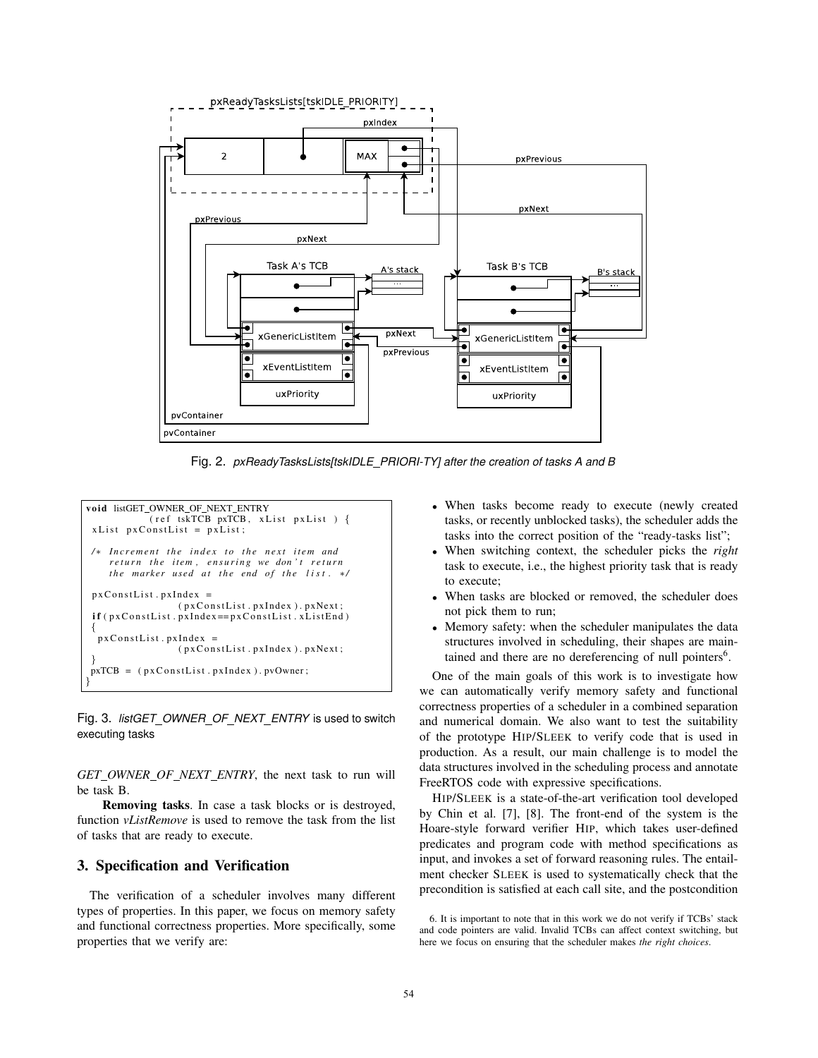pxReadyTasksLists[tskIDLE_PRIORITY]

pxIndex

2

MAX

pxPrevious

pxNext

pxPrevious

pxNext

Task A's TCB

A's stack

...

Task B's TCB

B's stack

...

xGenericListItem

pxNext

pxPrevious

xGenericListItem

xEventListItem

xEventListItem

uxPriority

uxPriority

pvContainer

pvContainer

Fig. 2. *pxReadyTasksLists[tskIDLE_PRIORI-TY] after the creation of tasks A and B*

```
void listGET_OWNER_OF_NEXT_ENTRY
        (ref tskTCB pxTCB, xList pxList ) {
 xList pxConstList = pxList;

 /* Increment the index to the next item and
    return the item, ensuring we don't return
    the marker used at the end of the list. */

 pxConstList.pxIndex =
              (pxConstList.pxIndex).pxNext;
 if(pxConstList.pxIndex==pxConstList.xListEnd)
 {
  pxConstList.pxIndex =
              (pxConstList.pxIndex).pxNext;
 }
 pxTCB = (pxConstList.pxIndex).pvOwner;
}
```

Fig. 3. *listGET_OWNER_OF_NEXT_ENTRY* is used to switch executing tasks

*GET_OWNER_OF_NEXT_ENTRY*, the next task to run will be task B.

**Removing tasks**. In case a task blocks or is destroyed, function *vListRemove* is used to remove the task from the list of tasks that are ready to execute.

## 3. Specification and Verification

The verification of a scheduler involves many different types of properties. In this paper, we focus on memory safety and functional correctness properties. More specifically, some properties that we verify are:

- When tasks become ready to execute (newly created tasks, or recently unblocked tasks), the scheduler adds the tasks into the correct position of the "ready-tasks list";
- When switching context, the scheduler picks the *right* task to execute, i.e., the highest priority task that is ready to execute;
- When tasks are blocked or removed, the scheduler does not pick them to run;
- Memory safety: when the scheduler manipulates the data structures involved in scheduling, their shapes are maintained and there are no dereferencing of null pointers[6].

One of the main goals of this work is to investigate how we can automatically verify memory safety and functional correctness properties of a scheduler in a combined separation and numerical domain. We also want to test the suitability of the prototype HIP/SLEEK to verify code that is used in production. As a result, our main challenge is to model the data structures involved in the scheduling process and annotate FreeRTOS code with expressive specifications.

HIP/SLEEK is a state-of-the-art verification tool developed by Chin et al. [7], [8]. The front-end of the system is the Hoare-style forward verifier HIP, which takes user-defined predicates and program code with method specifications as input, and invokes a set of forward reasoning rules. The entailment checker SLEEK is used to systematically check that the precondition is satisfied at each call site, and the postcondition

6. It is important to note that in this work we do not verify if TCBs' stack and code pointers are valid. Invalid TCBs can affect context switching, but here we focus on ensuring that the scheduler makes *the right choices*.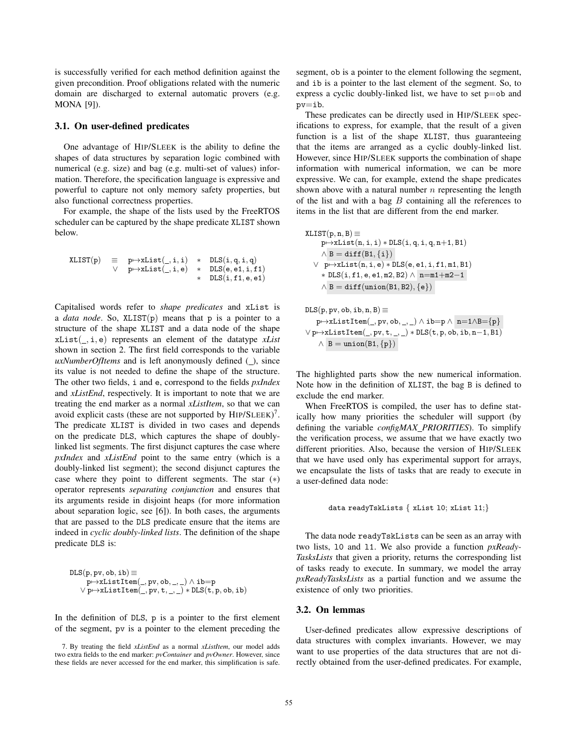is successfully verified for each method definition against the given precondition. Proof obligations related with the numeric domain are discharged to external automatic provers (e.g. MONA [9]).

### 3.1. On user-defined predicates

One advantage of HIP/SLEEK is the ability to define the shapes of data structures by separation logic combined with numerical (e.g. size) and bag (e.g. multi-set of values) information. Therefore, the specification language is expressive and powerful to capture not only memory safety properties, but also functional correctness properties.

For example, the shape of the lists used by the FreeRTOS scheduler can be captured by the shape predicate XLIST shown below.

$$
\begin{array}{lllll}
\texttt{XLIST(p)} & \equiv & \texttt{p}\mapsto\texttt{xList(\_, i, i)} & * & \texttt{DLS(i, q, i, q)} \\
 & \vee & \texttt{p}\mapsto\texttt{xList(\_, i, e)} & * & \texttt{DLS(e, e1, i, f1)} \\
 & & & * & \texttt{DLS(i, f1, e, e1)}
\end{array}
$$

Capitalised words refer to *shape predicates* and xList is a *data node*. So, XLIST(p) means that p is a pointer to a structure of the shape XLIST and a data node of the shape $\texttt{xList}(\_, \texttt{i}, \texttt{e})$ represents an element of the datatype *xList* shown in section 2. The first field corresponds to the variable *uxNumberOfItems* and is left anonymously defined (_), since its value is not needed to define the shape of the structure. The other two fields, i and e, correspond to the fields *pxIndex* and *xListEnd*, respectively. It is important to note that we are treating the end marker as a normal *xListItem*, so that we can avoid explicit casts (these are not supported by HIP/SLEEK)[7]. The predicate XLIST is divided in two cases and depends on the predicate DLS, which captures the shape of doubly-linked list segments. The first disjunct captures the case where *pxIndex* and *xListEnd* point to the same entry (which is a doubly-linked list segment); the second disjunct captures the case where they point to different segments. The star ($*$) operator represents *separating conjunction* and ensures that its arguments reside in disjoint heaps (for more information about separation logic, see [6]). In both cases, the arguments that are passed to the DLS predicate ensure that the items are indeed in *cyclic doubly-linked lists*. The definition of the shape predicate DLS is:

$$
\begin{array}{l}
\texttt{DLS(p, pv, ob, ib)} \equiv \\
\quad \texttt{p}\mapsto\texttt{xListItem(\_, pv, ob, \_, \_)} \wedge \texttt{ib=p} \\
\quad \vee\, \texttt{p}\mapsto\texttt{xListItem(\_, pv, t, \_, \_)} * \texttt{DLS(t, p, ob, ib)}
\end{array}
$$

In the definition of DLS, p is a pointer to the first element of the segment, pv is a pointer to the element preceding the segment, ob is a pointer to the element following the segment, and ib is a pointer to the last element of the segment. So, to express a cyclic doubly-linked list, we have to set p=ob and pv=ib.

These predicates can be directly used in HIP/SLEEK specifications to express, for example, that the result of a given function is a list of the shape XLIST, thus guaranteeing that the items are arranged as a cyclic doubly-linked list. However, since HIP/SLEEK supports the combination of shape information with numerical information, we can be more expressive. We can, for example, extend the shape predicates shown above with a natural number $n$ representing the length of the list and with a bag $B$ containing all the references to items in the list that are different from the end marker.

$$
\begin{array}{l}
\texttt{XLIST(p, n, B)} \equiv \\
\quad \texttt{p}\mapsto\texttt{xList(n, i, i)} * \texttt{DLS(i, q, i, q, n+1, B1)} \\
\quad \wedge\, \texttt{B = diff(B1, \{i\})} \\
\vee\;\; \texttt{p}\mapsto\texttt{xList(n, i, e)} * \texttt{DLS(e, e1, i, f1, m1, B1)} \\
\quad *\, \texttt{DLS(i, f1, e, e1, m2, B2)} \wedge \texttt{n=m1+m2-1} \\
\quad \wedge\, \texttt{B = diff(union(B1, B2), \{e\})}
\end{array}
$$

$$
\begin{array}{l}
\texttt{DLS(p, pv, ob, ib, n, B)} \equiv \\
\quad \texttt{p}\mapsto\texttt{xListItem(\_, pv, ob, \_, \_)} \wedge \texttt{ib=p} \wedge \texttt{n=1} \wedge \texttt{B=\{p\}} \\
\vee\, \texttt{p}\mapsto\texttt{xListItem(\_, pv, t, \_, \_)} * \texttt{DLS(t, p, ob, ib, n-1, B1)} \\
\quad \wedge\, \texttt{B = union(B1, \{p\})}
\end{array}
$$

The highlighted parts show the new numerical information. Note how in the definition of XLIST, the bag B is defined to exclude the end marker.

When FreeRTOS is compiled, the user has to define statically how many priorities the scheduler will support (by defining the variable *configMAX_PRIORITIES*). To simplify the verification process, we assume that we have exactly two different priorities. Also, because the version of HIP/SLEEK that we have used only has experimental support for arrays, we encapsulate the lists of tasks that are ready to execute in a user-defined data node:

```
data readyTskLists { xList l0; xList l1;}
```

The data node readyTskLists can be seen as an array with two lists, l0 and l1. We also provide a function *pxReadyTasksLists* that given a priority, returns the corresponding list of tasks ready to execute. In summary, we model the array *pxReadyTasksLists* as a partial function and we assume the existence of only two priorities.

### 3.2. On lemmas

User-defined predicates allow expressive descriptions of data structures with complex invariants. However, we may want to use properties of the data structures that are not directly obtained from the user-defined predicates. For example,

7. By treating the field *xListEnd* as a normal *xListItem*, our model adds two extra fields to the end marker: *pvContainer* and *pvOwner*. However, since these fields are never accessed for the end marker, this simplification is safe.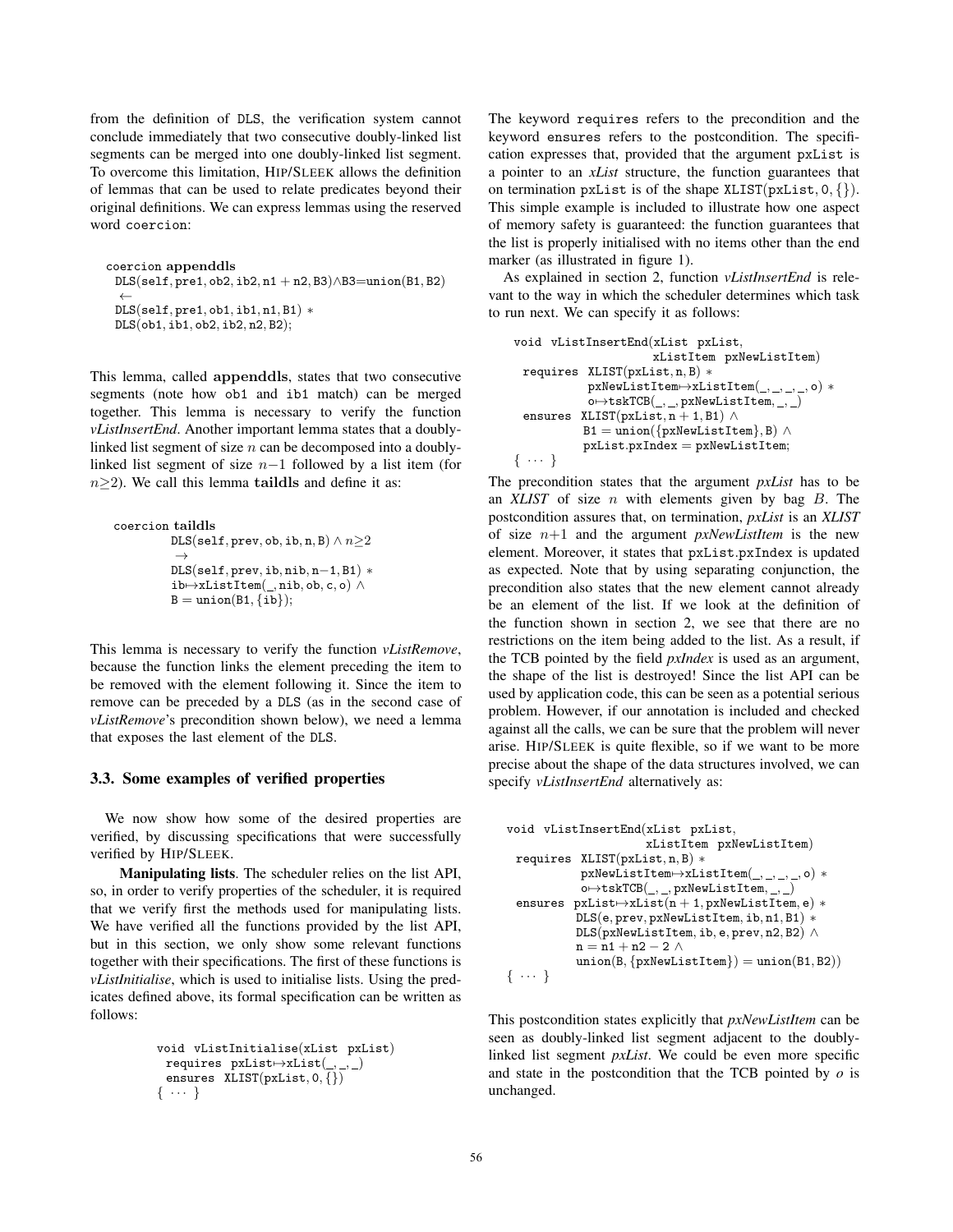from the definition of DLS, the verification system cannot conclude immediately that two consecutive doubly-linked list segments can be merged into one doubly-linked list segment. To overcome this limitation, HIP/SLEEK allows the definition of lemmas that can be used to relate predicates beyond their original definitions. We can express lemmas using the reserved word coercion:

```
coercion appenddls
 DLS(self, pre1, ob2, ib2, n1 + n2, B3)∧B3=union(B1, B2)
  ←
 DLS(self, pre1, ob1, ib1, n1, B1) *
 DLS(ob1, ib1, ob2, ib2, n2, B2);
```

This lemma, called **appenddls**, states that two consecutive segments (note how ob1 and ib1 match) can be merged together. This lemma is necessary to verify the function *vListInsertEnd*. Another important lemma states that a doubly-linked list segment of size $n$ can be decomposed into a doubly-linked list segment of size $n-1$ followed by a list item (for $n \geq 2$). We call this lemma **taildls** and define it as:

```
coercion taildls
      DLS(self, prev, ob, ib, n, B) ∧ n≥2
       →
      DLS(self, prev, ib, nib, n−1, B1) *
      ib↦xListItem(_, nib, ob, c, o) ∧
      B = union(B1, {ib});
```

This lemma is necessary to verify the function *vListRemove*, because the function links the element preceding the item to be removed with the element following it. Since the item to remove can be preceded by a DLS (as in the second case of *vListRemove*'s precondition shown below), we need a lemma that exposes the last element of the DLS.

### 3.3. Some examples of verified properties

We now show how some of the desired properties are verified, by discussing specifications that were successfully verified by HIP/SLEEK.

**Manipulating lists**. The scheduler relies on the list API, so, in order to verify properties of the scheduler, it is required that we verify first the methods used for manipulating lists. We have verified all the functions provided by the list API, but in this section, we only show some relevant functions together with their specifications. The first of these functions is *vListInitialise*, which is used to initialise lists. Using the predicates defined above, its formal specification can be written as follows:

```
void vListInitialise(xList pxList)
 requires pxList↦xList(_, _, _)
 ensures XLIST(pxList, 0, {})
{ ··· }
```

The keyword requires refers to the precondition and the keyword ensures refers to the postcondition. The specification expresses that, provided that the argument pxList is a pointer to an *xList* structure, the function guarantees that on termination pxList is of the shape XLIST(pxList, 0, {}). This simple example is included to illustrate how one aspect of memory safety is guaranteed: the function guarantees that the list is properly initialised with no items other than the end marker (as illustrated in figure 1).

As explained in section 2, function *vListInsertEnd* is relevant to the way in which the scheduler determines which task to run next. We can specify it as follows:

```
void vListInsertEnd(xList pxList,
                   xListItem pxNewListItem)
 requires XLIST(pxList, n, B) *
          pxNewListItem↦xListItem(_, _, _, _, o) *
          o↦tskTCB(_, _, pxNewListItem, _, _)
 ensures XLIST(pxList, n + 1, B1) ∧
         B1 = union({pxNewListItem}, B) ∧
         pxList.pxIndex = pxNewListItem;
{ ··· }
```

The precondition states that the argument *pxList* has to be an *XLIST* of size $n$ with elements given by bag $B$. The postcondition assures that, on termination, *pxList* is an *XLIST* of size $n+1$ and the argument *pxNewListItem* is the new element. Moreover, it states that pxList.pxIndex is updated as expected. Note that by using separating conjunction, the precondition also states that the new element cannot already be an element of the list. If we look at the definition of the function shown in section 2, we see that there are no restrictions on the item being added to the list. As a result, if the TCB pointed by the field *pxIndex* is used as an argument, the shape of the list is destroyed! Since the list API can be used by application code, this can be seen as a potential serious problem. However, if our annotation is included and checked against all the calls, we can be sure that the problem will never arise. HIP/SLEEK is quite flexible, so if we want to be more precise about the shape of the data structures involved, we can specify *vListInsertEnd* alternatively as:

```
void vListInsertEnd(xList pxList,
                   xListItem pxNewListItem)
 requires XLIST(pxList, n, B) *
          pxNewListItem↦xListItem(_, _, _, _, o) *
          o↦tskTCB(_, _, pxNewListItem, _, _)
 ensures pxList↦xList(n + 1, pxNewListItem, e) *
         DLS(e, prev, pxNewListItem, ib, n1, B1) *
         DLS(pxNewListItem, ib, e, prev, n2, B2) ∧
         n = n1 + n2 − 2 ∧
         union(B, {pxNewListItem}) = union(B1, B2))
{ ··· }
```

This postcondition states explicitly that *pxNewListItem* can be seen as doubly-linked list segment adjacent to the doubly-linked list segment *pxList*. We could be even more specific and state in the postcondition that the TCB pointed by *o* is unchanged.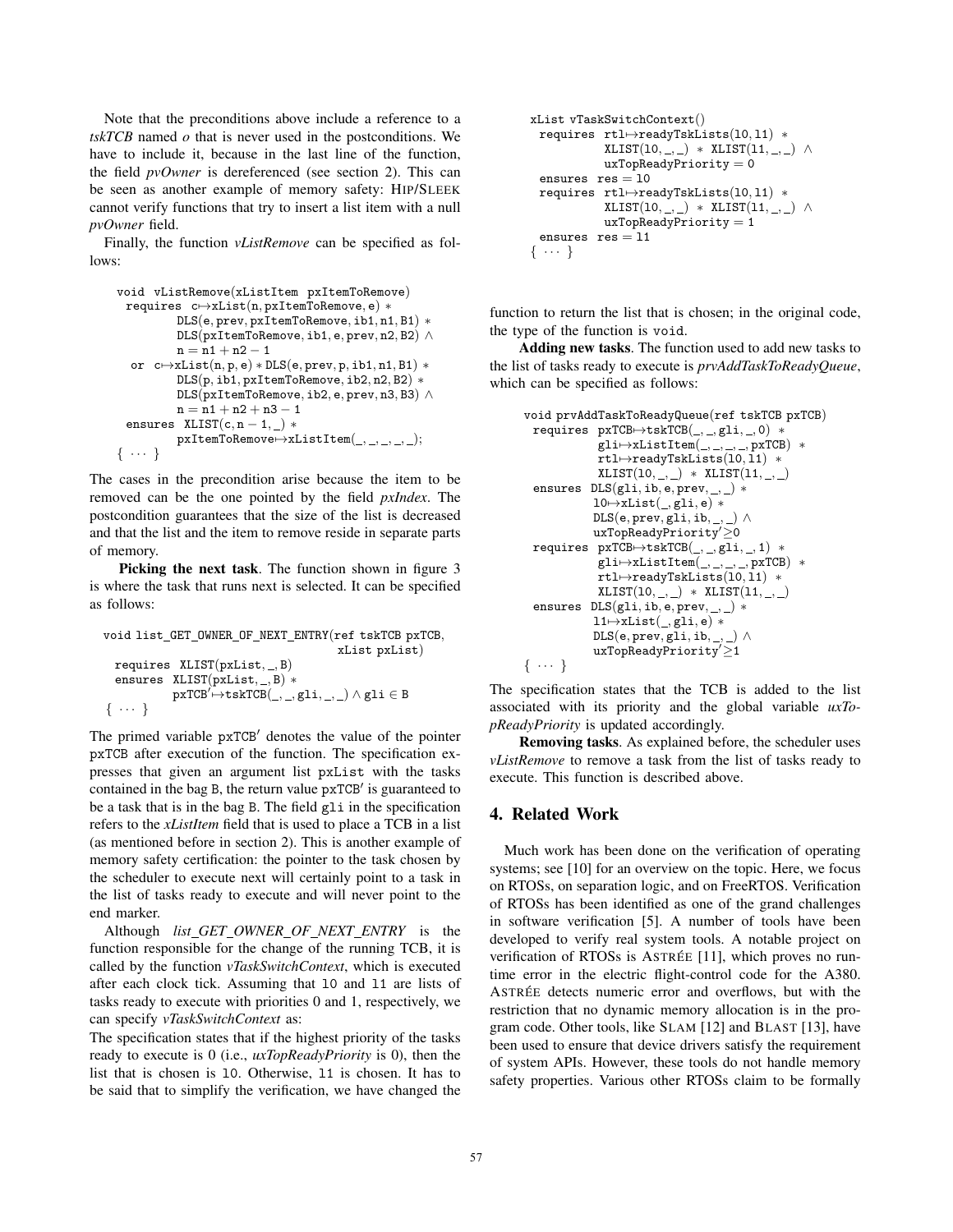Note that the preconditions above include a reference to a *tskTCB* named *o* that is never used in the postconditions. We have to include it, because in the last line of the function, the field *pvOwner* is dereferenced (see section 2). This can be seen as another example of memory safety: HIP/SLEEK cannot verify functions that try to insert a list item with a null *pvOwner* field.

Finally, the function *vListRemove* can be specified as follows:

```
void vListRemove(xListItem pxItemToRemove)
 requires c↦xList(n, pxItemToRemove, e) ∗
          DLS(e, prev, pxItemToRemove, ib1, n1, B1) ∗
          DLS(pxItemToRemove, ib1, e, prev, n2, B2) ∧
          n = n1 + n2 − 1
  or c↦xList(n, p, e) ∗ DLS(e, prev, p, ib1, n1, B1) ∗
          DLS(p, ib1, pxItemToRemove, ib2, n2, B2) ∗
          DLS(pxItemToRemove, ib2, e, prev, n3, B3) ∧
          n = n1 + n2 + n3 − 1
 ensures XLIST(c, n − 1, _) ∗
          pxItemToRemove↦xListItem(_, _, _, _, _);
{ ··· }
```

The cases in the precondition arise because the item to be removed can be the one pointed by the field *pxIndex*. The postcondition guarantees that the size of the list is decreased and that the list and the item to remove reside in separate parts of memory.

**Picking the next task**. The function shown in figure 3 is where the task that runs next is selected. It can be specified as follows:

```
void list_GET_OWNER_OF_NEXT_ENTRY(ref tskTCB pxTCB,
                                   xList pxList)
  requires XLIST(pxList, _, B)
  ensures XLIST(pxList, _, B) ∗
          pxTCB′↦tskTCB(_, _, gli, _, _) ∧ gli ∈ B
{ ··· }
```

The primed variable pxTCB′ denotes the value of the pointer pxTCB after execution of the function. The specification expresses that given an argument list pxList with the tasks contained in the bag B, the return value pxTCB′ is guaranteed to be a task that is in the bag B. The field gli in the specification refers to the *xListItem* field that is used to place a TCB in a list (as mentioned before in section 2). This is another example of memory safety certification: the pointer to the task chosen by the scheduler to execute next will certainly point to a task in the list of tasks ready to execute and will never point to the end marker.

Although *list_GET_OWNER_OF_NEXT_ENTRY* is the function responsible for the change of the running TCB, it is called by the function *vTaskSwitchContext*, which is executed after each clock tick. Assuming that l0 and l1 are lists of tasks ready to execute with priorities 0 and 1, respectively, we can specify *vTaskSwitchContext* as:

```
xList vTaskSwitchContext()
 requires rtl↦readyTskLists(l0, l1) ∗
          XLIST(l0, _, _) ∗ XLIST(l1, _, _) ∧
          uxTopReadyPriority = 0
 ensures res = l0
 requires rtl↦readyTskLists(l0, l1) ∗
          XLIST(l0, _, _) ∗ XLIST(l1, _, _) ∧
          uxTopReadyPriority = 1
 ensures res = l1
{ ··· }
```

The specification states that if the highest priority of the tasks ready to execute is 0 (i.e., *uxTopReadyPriority* is 0), then the list that is chosen is l0. Otherwise, l1 is chosen. It has to be said that to simplify the verification, we have changed the function to return the list that is chosen; in the original code, the type of the function is void.

**Adding new tasks**. The function used to add new tasks to the list of tasks ready to execute is *prvAddTaskToReadyQueue*, which can be specified as follows:

```
void prvAddTaskToReadyQueue(ref tskTCB pxTCB)
 requires pxTCB↦tskTCB(_, _, gli, _, 0) ∗
          gli↦xListItem(_, _, _, _, pxTCB) ∗
          rtl↦readyTskLists(l0, l1) ∗
          XLIST(l0, _, _) ∗ XLIST(l1, _, _)
 ensures DLS(gli, ib, e, prev, _, _) ∗
         l0↦xList(_, gli, e) ∗
         DLS(e, prev, gli, ib, _, _) ∧
         uxTopReadyPriority′≥0
 requires pxTCB↦tskTCB(_, _, gli, _, 1) ∗
          gli↦xListItem(_, _, _, _, pxTCB) ∗
          rtl↦readyTskLists(l0, l1) ∗
          XLIST(l0, _, _) ∗ XLIST(l1, _, _)
 ensures DLS(gli, ib, e, prev, _, _) ∗
         l1↦xList(_, gli, e) ∗
         DLS(e, prev, gli, ib, _, _) ∧
         uxTopReadyPriority′≥1
{ ··· }
```

The specification states that the TCB is added to the list associated with its priority and the global variable *uxTopReadyPriority* is updated accordingly.

**Removing tasks**. As explained before, the scheduler uses *vListRemove* to remove a task from the list of tasks ready to execute. This function is described above.

## 4. Related Work

Much work has been done on the verification of operating systems; see [10] for an overview on the topic. Here, we focus on RTOSs, on separation logic, and on FreeRTOS. Verification of RTOSs has been identified as one of the grand challenges in software verification [5]. A number of tools have been developed to verify real system tools. A notable project on verification of RTOSs is ASTRÉE [11], which proves no runtime error in the electric flight-control code for the A380. ASTRÉE detects numeric error and overflows, but with the restriction that no dynamic memory allocation is in the program code. Other tools, like SLAM [12] and BLAST [13], have been used to ensure that device drivers satisfy the requirement of system APIs. However, these tools do not handle memory safety properties. Various other RTOSs claim to be formally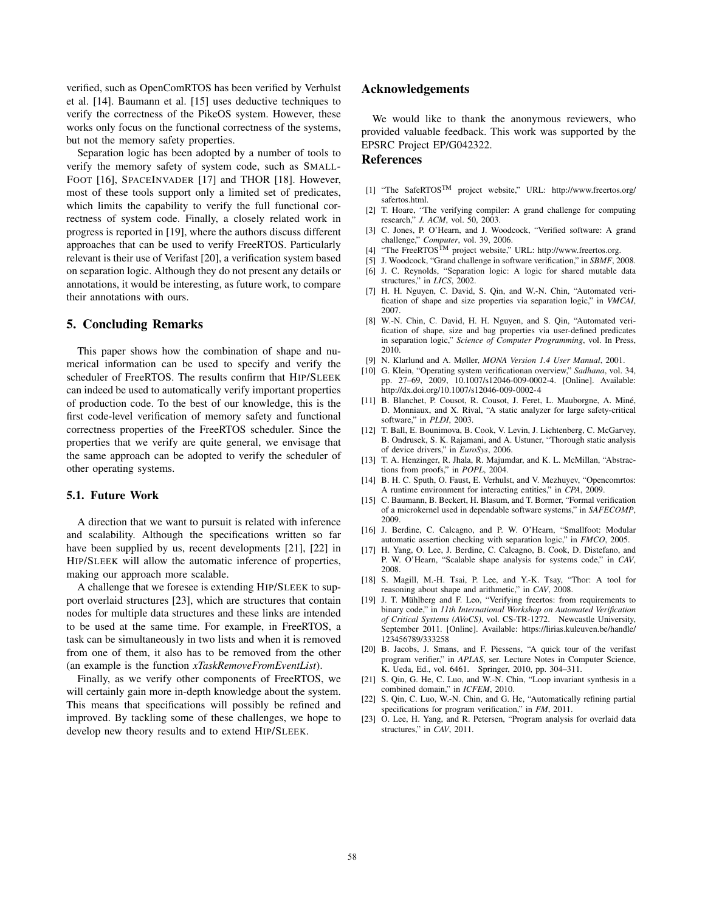verified, such as OpenComRTOS has been verified by Verhulst et al. [14]. Baumann et al. [15] uses deductive techniques to verify the correctness of the PikeOS system. However, these works only focus on the functional correctness of the systems, but not the memory safety properties.

Separation logic has been adopted by a number of tools to verify the memory safety of system code, such as SMALLFOOT [16], SPACEINVADER [17] and THOR [18]. However, most of these tools support only a limited set of predicates, which limits the capability to verify the full functional correctness of system code. Finally, a closely related work in progress is reported in [19], where the authors discuss different approaches that can be used to verify FreeRTOS. Particularly relevant is their use of Verifast [20], a verification system based on separation logic. Although they do not present any details or annotations, it would be interesting, as future work, to compare their annotations with ours.

## 5. Concluding Remarks

This paper shows how the combination of shape and numerical information can be used to specify and verify the scheduler of FreeRTOS. The results confirm that HIP/SLEEK can indeed be used to automatically verify important properties of production code. To the best of our knowledge, this is the first code-level verification of memory safety and functional correctness properties of the FreeRTOS scheduler. Since the properties that we verify are quite general, we envisage that the same approach can be adopted to verify the scheduler of other operating systems.

### 5.1. Future Work

A direction that we want to pursuit is related with inference and scalability. Although the specifications written so far have been supplied by us, recent developments [21], [22] in HIP/SLEEK will allow the automatic inference of properties, making our approach more scalable.

A challenge that we foresee is extending HIP/SLEEK to support overlaid structures [23], which are structures that contain nodes for multiple data structures and these links are intended to be used at the same time. For example, in FreeRTOS, a task can be simultaneously in two lists and when it is removed from one of them, it also has to be removed from the other (an example is the function *xTaskRemoveFromEventList*).

Finally, as we verify other components of FreeRTOS, we will certainly gain more in-depth knowledge about the system. This means that specifications will possibly be refined and improved. By tackling some of these challenges, we hope to develop new theory results and to extend HIP/SLEEK.

## Acknowledgements

We would like to thank the anonymous reviewers, who provided valuable feedback. This work was supported by the EPSRC Project EP/G042322.

## References

[1] "The SafeRTOS™ project website," URL: http://www.freertos.org/safertos.html.

[2] T. Hoare, "The verifying compiler: A grand challenge for computing research," *J. ACM*, vol. 50, 2003.

[3] C. Jones, P. O'Hearn, and J. Woodcock, "Verified software: A grand challenge," *Computer*, vol. 39, 2006.

[4] "The FreeRTOS™ project website," URL: http://www.freertos.org.

[5] J. Woodcock, "Grand challenge in software verification," in *SBMF*, 2008.

[6] J. C. Reynolds, "Separation logic: A logic for shared mutable data structures," in *LICS*, 2002.

[7] H. H. Nguyen, C. David, S. Qin, and W.-N. Chin, "Automated verification of shape and size properties via separation logic," in *VMCAI*, 2007.

[8] W.-N. Chin, C. David, H. H. Nguyen, and S. Qin, "Automated verification of shape, size and bag properties via user-defined predicates in separation logic," *Science of Computer Programming*, vol. In Press, 2010.

[9] N. Klarlund and A. Møller, *MONA Version 1.4 User Manual*, 2001.

[10] G. Klein, "Operating system verificationan overview," *Sadhana*, vol. 34, pp. 27–69, 2009, 10.1007/s12046-009-0002-4. [Online]. Available: http://dx.doi.org/10.1007/s12046-009-0002-4

[11] B. Blanchet, P. Cousot, R. Cousot, J. Feret, L. Mauborgne, A. Miné, D. Monniaux, and X. Rival, "A static analyzer for large safety-critical software," in *PLDI*, 2003.

[12] T. Ball, E. Bounimova, B. Cook, V. Levin, J. Lichtenberg, C. McGarvey, B. Ondrusek, S. K. Rajamani, and A. Ustuner, "Thorough static analysis of device drivers," in *EuroSys*, 2006.

[13] T. A. Henzinger, R. Jhala, R. Majumdar, and K. L. McMillan, "Abstractions from proofs," in *POPL*, 2004.

[14] B. H. C. Sputh, O. Faust, E. Verhulst, and V. Mezhuyev, "Opencomrtos: A runtime environment for interacting entities," in *CPA*, 2009.

[15] C. Baumann, B. Beckert, H. Blasum, and T. Bormer, "Formal verification of a microkernel used in dependable software systems," in *SAFECOMP*, 2009.

[16] J. Berdine, C. Calcagno, and P. W. O'Hearn, "Smallfoot: Modular automatic assertion checking with separation logic," in *FMCO*, 2005.

[17] H. Yang, O. Lee, J. Berdine, C. Calcagno, B. Cook, D. Distefano, and P. W. O'Hearn, "Scalable shape analysis for systems code," in *CAV*, 2008.

[18] S. Magill, M.-H. Tsai, P. Lee, and Y.-K. Tsay, "Thor: A tool for reasoning about shape and arithmetic," in *CAV*, 2008.

[19] J. T. Mühlberg and F. Leo, "Verifying freertos: from requirements to binary code," in *11th International Workshop on Automated Verification of Critical Systems (AVoCS)*, vol. CS-TR-1272. Newcastle University, September 2011. [Online]. Available: https://lirias.kuleuven.be/handle/123456789/333258

[20] B. Jacobs, J. Smans, and F. Piessens, "A quick tour of the verifast program verifier," in *APLAS*, ser. Lecture Notes in Computer Science, K. Ueda, Ed., vol. 6461. Springer, 2010, pp. 304–311.

[21] S. Qin, G. He, C. Luo, and W.-N. Chin, "Loop invariant synthesis in a combined domain," in *ICFEM*, 2010.

[22] S. Qin, C. Luo, W.-N. Chin, and G. He, "Automatically refining partial specifications for program verification," in *FM*, 2011.

[23] O. Lee, H. Yang, and R. Petersen, "Program analysis for overlaid data structures," in *CAV*, 2011.